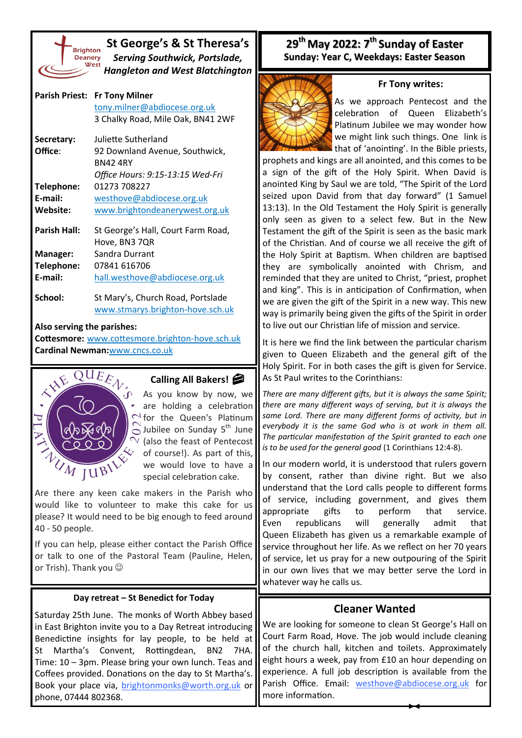# St George's & St Theresa's

***Serving Southwick, Portslade, Hangleton and West Blatchington***

**Parish Priest:** Fr Tony Milner
tony.milner@abdiocese.org.uk
3 Chalky Road, Mile Oak, BN41 2WF

**Secretary:** Juliette Sutherland
**Office:** 92 Downland Avenue, Southwick, BN42 4RY
*Office Hours: 9:15-13:15 Wed-Fri*
**Telephone:** 01273 708227
**E-mail:** westhove@abdiocese.org.uk
**Website:** www.brightondeanerywest.org.uk

**Parish Hall:** St George's Hall, Court Farm Road, Hove, BN3 7QR
**Manager:** Sandra Durrant
**Telephone:** 07841 616706
**E-mail:** hall.westhove@abdiocese.org.uk

**School:** St Mary's, Church Road, Portslade
www.stmarys.brighton-hove.sch.uk

**Also serving the parishes:**
**Cottesmore:** www.cottesmore.brighton-hove.sch.uk
**Cardinal Newman:** www.cncs.co.uk

## Calling All Bakers!

As you know by now, we are holding a celebration for the Queen's Platinum Jubilee on Sunday 5th June (also the feast of Pentecost of course!). As part of this, we would love to have a special celebration cake.

Are there any keen cake makers in the Parish who would like to volunteer to make this cake for us please? It would need to be big enough to feed around 40 - 50 people.

If you can help, please either contact the Parish Office or talk to one of the Pastoral Team (Pauline, Helen, or Trish). Thank you ☺

## Day retreat – St Benedict for Today

Saturday 25th June. The monks of Worth Abbey based in East Brighton invite you to a Day Retreat introducing Benedictine insights for lay people, to be held at St Martha's Convent, Rottingdean, BN2 7HA. Time: 10 – 3pm. Please bring your own lunch. Teas and Coffees provided. Donations on the day to St Martha's. Book your place via, brightonmonks@worth.org.uk or phone, 07444 802368.

# 29th May 2022: 7th Sunday of Easter

**Sunday: Year C, Weekdays: Easter Season**

## Fr Tony writes:

As we approach Pentecost and the celebration of Queen Elizabeth's Platinum Jubilee we may wonder how we might link such things. One link is that of 'anointing'. In the Bible priests, prophets and kings are all anointed, and this comes to be a sign of the gift of the Holy Spirit. When David is anointed King by Saul we are told, "The Spirit of the Lord seized upon David from that day forward" (1 Samuel 13:13). In the Old Testament the Holy Spirit is generally only seen as given to a select few. But in the New Testament the gift of the Spirit is seen as the basic mark of the Christian. And of course we all receive the gift of the Holy Spirit at Baptism. When children are baptised they are symbolically anointed with Chrism, and reminded that they are united to Christ, "priest, prophet and king". This is in anticipation of Confirmation, when we are given the gift of the Spirit in a new way. This new way is primarily being given the gifts of the Spirit in order to live out our Christian life of mission and service.

It is here we find the link between the particular charism given to Queen Elizabeth and the general gift of the Holy Spirit. For in both cases the gift is given for Service. As St Paul writes to the Corinthians:

*There are many different gifts, but it is always the same Spirit; there are many different ways of serving, but it is always the same Lord. There are many different forms of activity, but in everybody it is the same God who is at work in them all. The particular manifestation of the Spirit granted to each one is to be used for the general good* (1 Corinthians 12:4-8).

In our modern world, it is understood that rulers govern by consent, rather than divine right. But we also understand that the Lord calls people to different forms of service, including government, and gives them appropriate gifts to perform that service. Even republicans will generally admit that Queen Elizabeth has given us a remarkable example of service throughout her life. As we reflect on her 70 years of service, let us pray for a new outpouring of the Spirit in our own lives that we may better serve the Lord in whatever way he calls us.

## Cleaner Wanted

We are looking for someone to clean St George's Hall on Court Farm Road, Hove. The job would include cleaning of the church hall, kitchen and toilets. Approximately eight hours a week, pay from £10 an hour depending on experience. A full job description is available from the Parish Office. Email: westhove@abdiocese.org.uk for more information.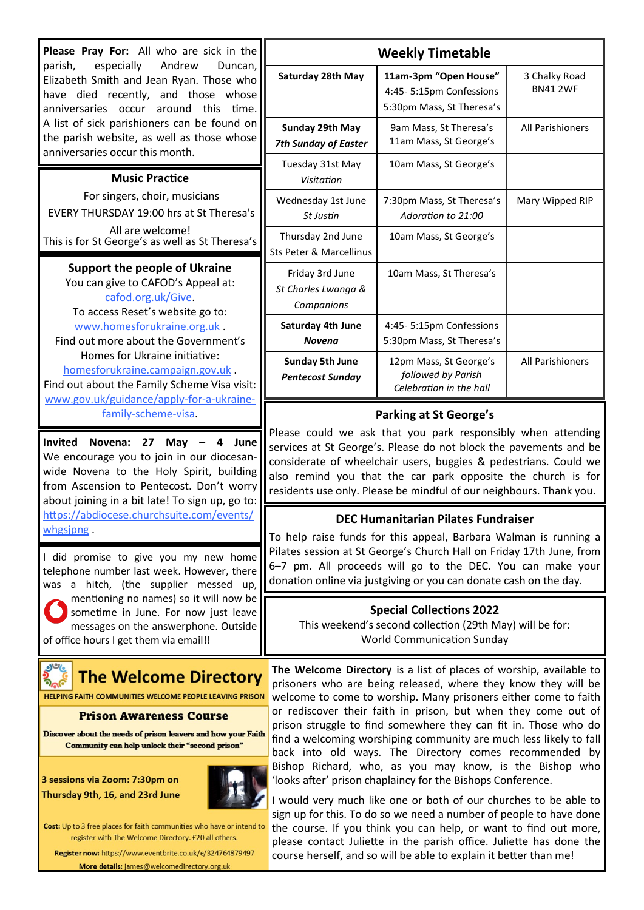**Please Pray For:** All who are sick in the parish, especially Andrew Duncan, Elizabeth Smith and Jean Ryan. Those who have died recently, and those whose anniversaries occur around this time. A list of sick parishioners can be found on the parish website, as well as those whose anniversaries occur this month.

## Music Practice

For singers, choir, musicians

EVERY THURSDAY 19:00 hrs at St Theresa's

All are welcome!

This is for St George's as well as St Theresa's

## Support the people of Ukraine

You can give to CAFOD's Appeal at: cafod.org.uk/Give.

To access Reset's website go to: www.homesforukraine.org.uk .

Find out more about the Government's Homes for Ukraine initiative: homesforukraine.campaign.gov.uk .

Find out about the Family Scheme Visa visit: www.gov.uk/guidance/apply-for-a-ukraine-family-scheme-visa.

**Invited Novena: 27 May – 4 June** We encourage you to join in our diocesan-wide Novena to the Holy Spirit, building from Ascension to Pentecost. Don't worry about joining in a bit late! To sign up, go to: https://abdiocese.churchsuite.com/events/whgsjpng .

I did promise to give you my new home telephone number last week. However, there was a hitch, (the supplier messed up, mentioning no names) so it will now be sometime in June. For now just leave messages on the answerphone. Outside of office hours I get them via email!!

## Weekly Timetable

| | | |
|---|---|---|
| **Saturday 28th May** | **11am-3pm "Open House"**<br>4:45- 5:15pm Confessions<br>5:30pm Mass, St Theresa's | 3 Chalky Road BN41 2WF |
| **Sunday 29th May**<br>***7th Sunday of Easter*** | 9am Mass, St Theresa's<br>11am Mass, St George's | All Parishioners |
| Tuesday 31st May<br>*Visitation* | 10am Mass, St George's | |
| Wednesday 1st June<br>*St Justin* | 7:30pm Mass, St Theresa's<br>*Adoration to 21:00* | Mary Wipped RIP |
| Thursday 2nd June<br>Sts Peter & Marcellinus | 10am Mass, St George's | |
| Friday 3rd June<br>*St Charles Lwanga & Companions* | 10am Mass, St Theresa's | |
| **Saturday 4th June**<br>***Novena*** | 4:45- 5:15pm Confessions<br>5:30pm Mass, St Theresa's | |
| **Sunday 5th June**<br>***Pentecost Sunday*** | 12pm Mass, St George's<br>*followed by Parish Celebration in the hall* | All Parishioners |

## Parking at St George's

Please could we ask that you park responsibly when attending services at St George's. Please do not block the pavements and be considerate of wheelchair users, buggies & pedestrians. Could we also remind you that the car park opposite the church is for residents use only. Please be mindful of our neighbours. Thank you.

## DEC Humanitarian Pilates Fundraiser

To help raise funds for this appeal, Barbara Walman is running a Pilates session at St George's Church Hall on Friday 17th June, from 6–7 pm. All proceeds will go to the DEC. You can make your donation online via justgiving or you can donate cash on the day.

## Special Collections 2022

This weekend's second collection (29th May) will be for: World Communication Sunday

## The Welcome Directory

HELPING FAITH COMMUNITIES WELCOME PEOPLE LEAVING PRISON

### Prison Awareness Course

**Discover about the needs of prison leavers and how your Faith Community can help unlock their "second prison"**

**3 sessions via Zoom: 7:30pm on Thursday 9th, 16, and 23rd June**

**Cost:** Up to 3 free places for faith communities who have or intend to register with The Welcome Directory. £20 all others.

**Register now:** https://www.eventbrite.co.uk/e/324764879497

**More details:** james@welcomedirectory.org.uk

**The Welcome Directory** is a list of places of worship, available to prisoners who are being released, where they know they will be welcome to come to worship. Many prisoners either come to faith or rediscover their faith in prison, but when they come out of prison struggle to find somewhere they can fit in. Those who do find a welcoming worshiping community are much less likely to fall back into old ways. The Directory comes recommended by Bishop Richard, who, as you may know, is the Bishop who 'looks after' prison chaplaincy for the Bishops Conference.

I would very much like one or both of our churches to be able to sign up for this. To do so we need a number of people to have done the course. If you think you can help, or want to find out more, please contact Juliette in the parish office. Juliette has done the course herself, and so will be able to explain it better than me!